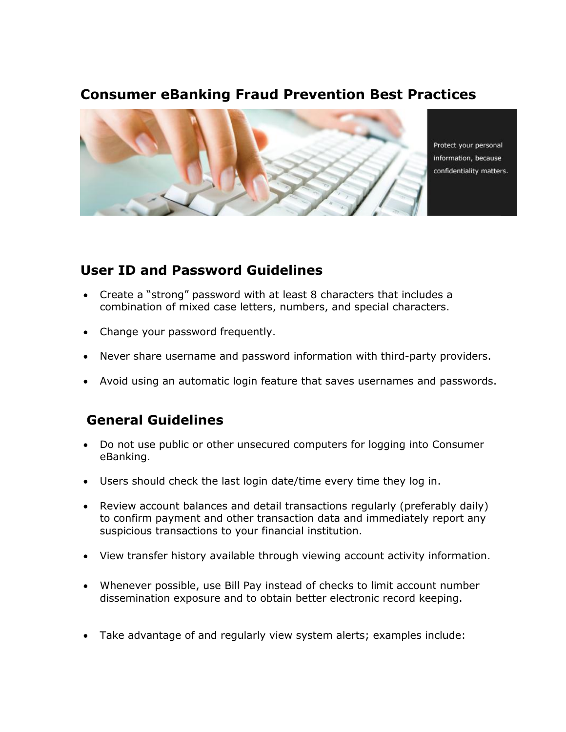# Consumer eBanking Fraud Prevention Best Practices

Protect your personal information, because confidentiality matters.

## User ID and Password Guidelines

- Create a “strong” password with at least 8 characters that includes a combination of mixed case letters, numbers, and special characters.
- Change your password frequently.
- Never share username and password information with third-party providers.
- Avoid using an automatic login feature that saves usernames and passwords.

## General Guidelines

- Do not use public or other unsecured computers for logging into Consumer eBanking.
- Users should check the last login date/time every time they log in.
- Review account balances and detail transactions regularly (preferably daily) to confirm payment and other transaction data and immediately report any suspicious transactions to your financial institution.
- View transfer history available through viewing account activity information.
- Whenever possible, use Bill Pay instead of checks to limit account number dissemination exposure and to obtain better electronic record keeping.
- Take advantage of and regularly view system alerts; examples include: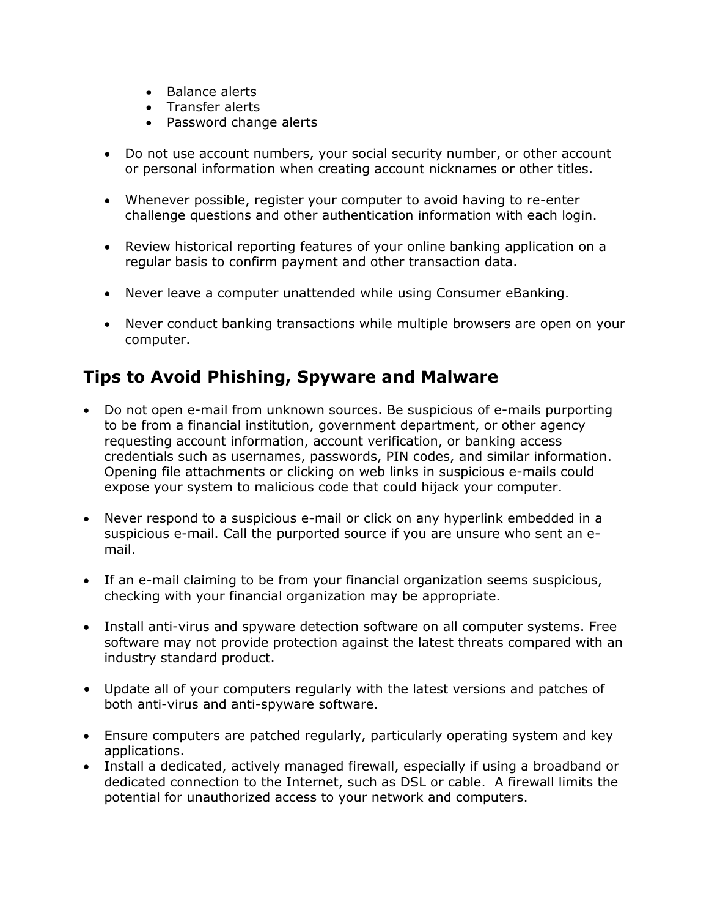- Balance alerts
  - Transfer alerts
  - Password change alerts

- Do not use account numbers, your social security number, or other account or personal information when creating account nicknames or other titles.

- Whenever possible, register your computer to avoid having to re-enter challenge questions and other authentication information with each login.

- Review historical reporting features of your online banking application on a regular basis to confirm payment and other transaction data.

- Never leave a computer unattended while using Consumer eBanking.

- Never conduct banking transactions while multiple browsers are open on your computer.

## Tips to Avoid Phishing, Spyware and Malware

- Do not open e-mail from unknown sources. Be suspicious of e-mails purporting to be from a financial institution, government department, or other agency requesting account information, account verification, or banking access credentials such as usernames, passwords, PIN codes, and similar information. Opening file attachments or clicking on web links in suspicious e-mails could expose your system to malicious code that could hijack your computer.

- Never respond to a suspicious e-mail or click on any hyperlink embedded in a suspicious e-mail. Call the purported source if you are unsure who sent an e-mail.

- If an e-mail claiming to be from your financial organization seems suspicious, checking with your financial organization may be appropriate.

- Install anti-virus and spyware detection software on all computer systems. Free software may not provide protection against the latest threats compared with an industry standard product.

- Update all of your computers regularly with the latest versions and patches of both anti-virus and anti-spyware software.

- Ensure computers are patched regularly, particularly operating system and key applications.
- Install a dedicated, actively managed firewall, especially if using a broadband or dedicated connection to the Internet, such as DSL or cable. A firewall limits the potential for unauthorized access to your network and computers.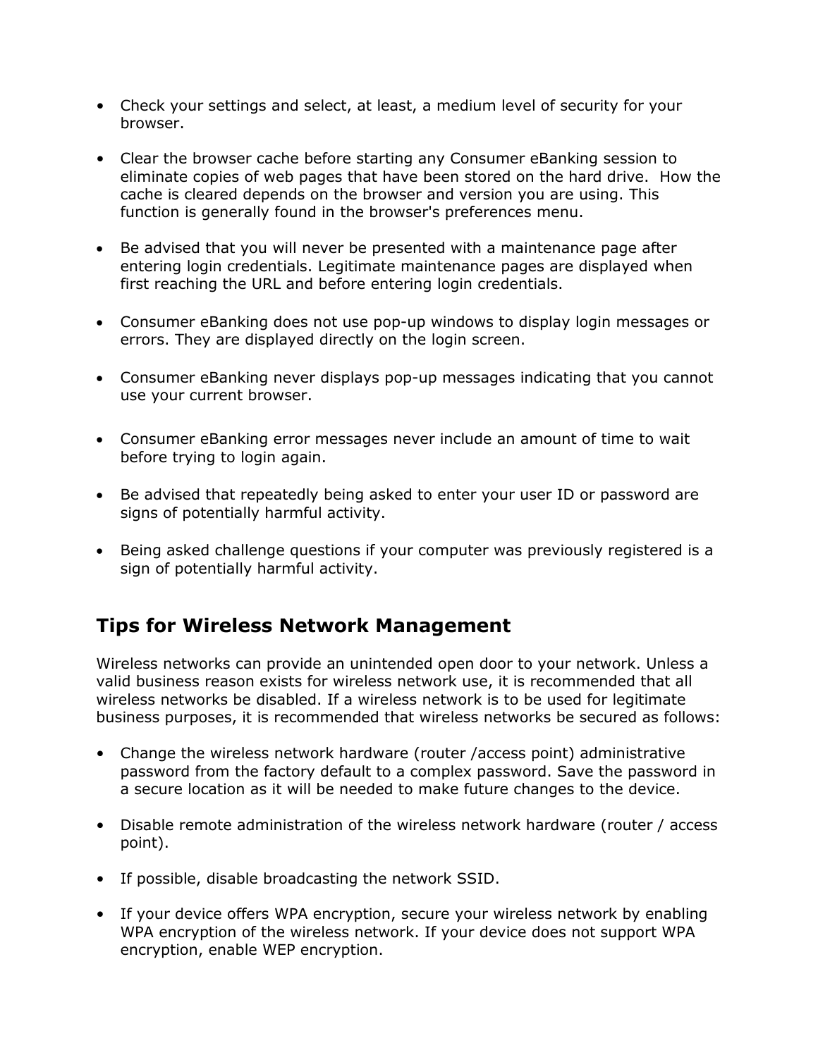- Check your settings and select, at least, a medium level of security for your browser.

- Clear the browser cache before starting any Consumer eBanking session to eliminate copies of web pages that have been stored on the hard drive. How the cache is cleared depends on the browser and version you are using. This function is generally found in the browser's preferences menu.

- Be advised that you will never be presented with a maintenance page after entering login credentials. Legitimate maintenance pages are displayed when first reaching the URL and before entering login credentials.

- Consumer eBanking does not use pop-up windows to display login messages or errors. They are displayed directly on the login screen.

- Consumer eBanking never displays pop-up messages indicating that you cannot use your current browser.

- Consumer eBanking error messages never include an amount of time to wait before trying to login again.

- Be advised that repeatedly being asked to enter your user ID or password are signs of potentially harmful activity.

- Being asked challenge questions if your computer was previously registered is a sign of potentially harmful activity.

## Tips for Wireless Network Management

Wireless networks can provide an unintended open door to your network. Unless a valid business reason exists for wireless network use, it is recommended that all wireless networks be disabled. If a wireless network is to be used for legitimate business purposes, it is recommended that wireless networks be secured as follows:

- Change the wireless network hardware (router /access point) administrative password from the factory default to a complex password. Save the password in a secure location as it will be needed to make future changes to the device.

- Disable remote administration of the wireless network hardware (router / access point).

- If possible, disable broadcasting the network SSID.

- If your device offers WPA encryption, secure your wireless network by enabling WPA encryption of the wireless network. If your device does not support WPA encryption, enable WEP encryption.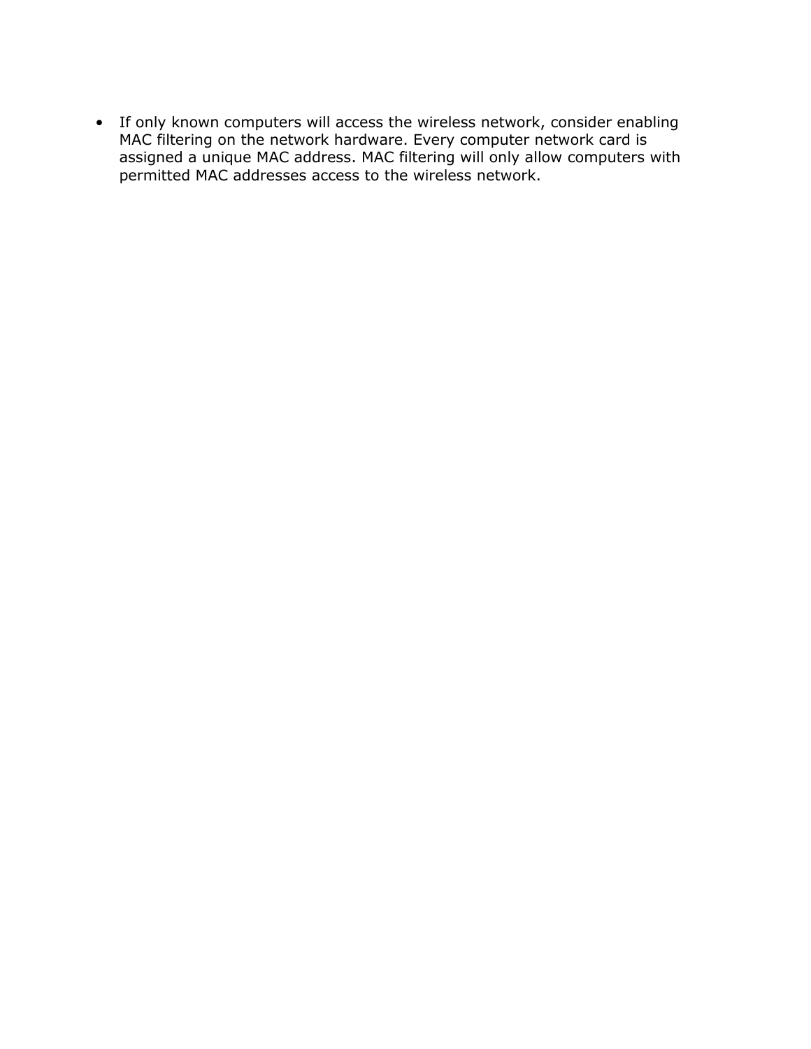- If only known computers will access the wireless network, consider enabling MAC filtering on the network hardware. Every computer network card is assigned a unique MAC address. MAC filtering will only allow computers with permitted MAC addresses access to the wireless network.